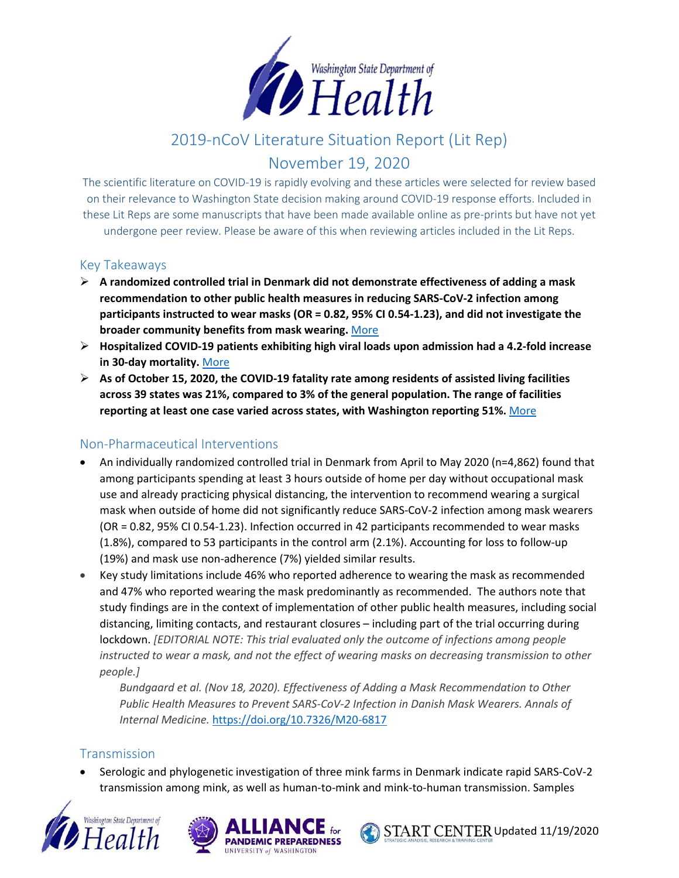# 2019-nCoV Literature Situation Report (Lit Rep)

## November 19, 2020

The scientific literature on COVID-19 is rapidly evolving and these articles were selected for review based on their relevance to Washington State decision making around COVID-19 response efforts. Included in these Lit Reps are some manuscripts that have been made available online as pre-prints but have not yet undergone peer review. Please be aware of this when reviewing articles included in the Lit Reps.

## Key Takeaways

- **A randomized controlled trial in Denmark did not demonstrate effectiveness of adding a mask recommendation to other public health measures in reducing SARS-CoV-2 infection among participants instructed to wear masks (OR = 0.82, 95% CI 0.54-1.23), and did not investigate the broader community benefits from mask wearing.** More
- **Hospitalized COVID-19 patients exhibiting high viral loads upon admission had a 4.2-fold increase in 30-day mortality.** More
- **As of October 15, 2020, the COVID-19 fatality rate among residents of assisted living facilities across 39 states was 21%, compared to 3% of the general population. The range of facilities reporting at least one case varied across states, with Washington reporting 51%.** More

## Non-Pharmaceutical Interventions

- An individually randomized controlled trial in Denmark from April to May 2020 (n=4,862) found that among participants spending at least 3 hours outside of home per day without occupational mask use and already practicing physical distancing, the intervention to recommend wearing a surgical mask when outside of home did not significantly reduce SARS-CoV-2 infection among mask wearers (OR = 0.82, 95% CI 0.54-1.23). Infection occurred in 42 participants recommended to wear masks (1.8%), compared to 53 participants in the control arm (2.1%). Accounting for loss to follow-up (19%) and mask use non-adherence (7%) yielded similar results.
- Key study limitations include 46% who reported adherence to wearing the mask as recommended and 47% who reported wearing the mask predominantly as recommended. The authors note that study findings are in the context of implementation of other public health measures, including social distancing, limiting contacts, and restaurant closures – including part of the trial occurring during lockdown. *[EDITORIAL NOTE: This trial evaluated only the outcome of infections among people instructed to wear a mask, and not the effect of wearing masks on decreasing transmission to other people.]*

  *Bundgaard et al. (Nov 18, 2020). Effectiveness of Adding a Mask Recommendation to Other Public Health Measures to Prevent SARS-CoV-2 Infection in Danish Mask Wearers. Annals of Internal Medicine.* https://doi.org/10.7326/M20-6817

## Transmission

- Serologic and phylogenetic investigation of three mink farms in Denmark indicate rapid SARS-CoV-2 transmission among mink, as well as human-to-mink and mink-to-human transmission. Samples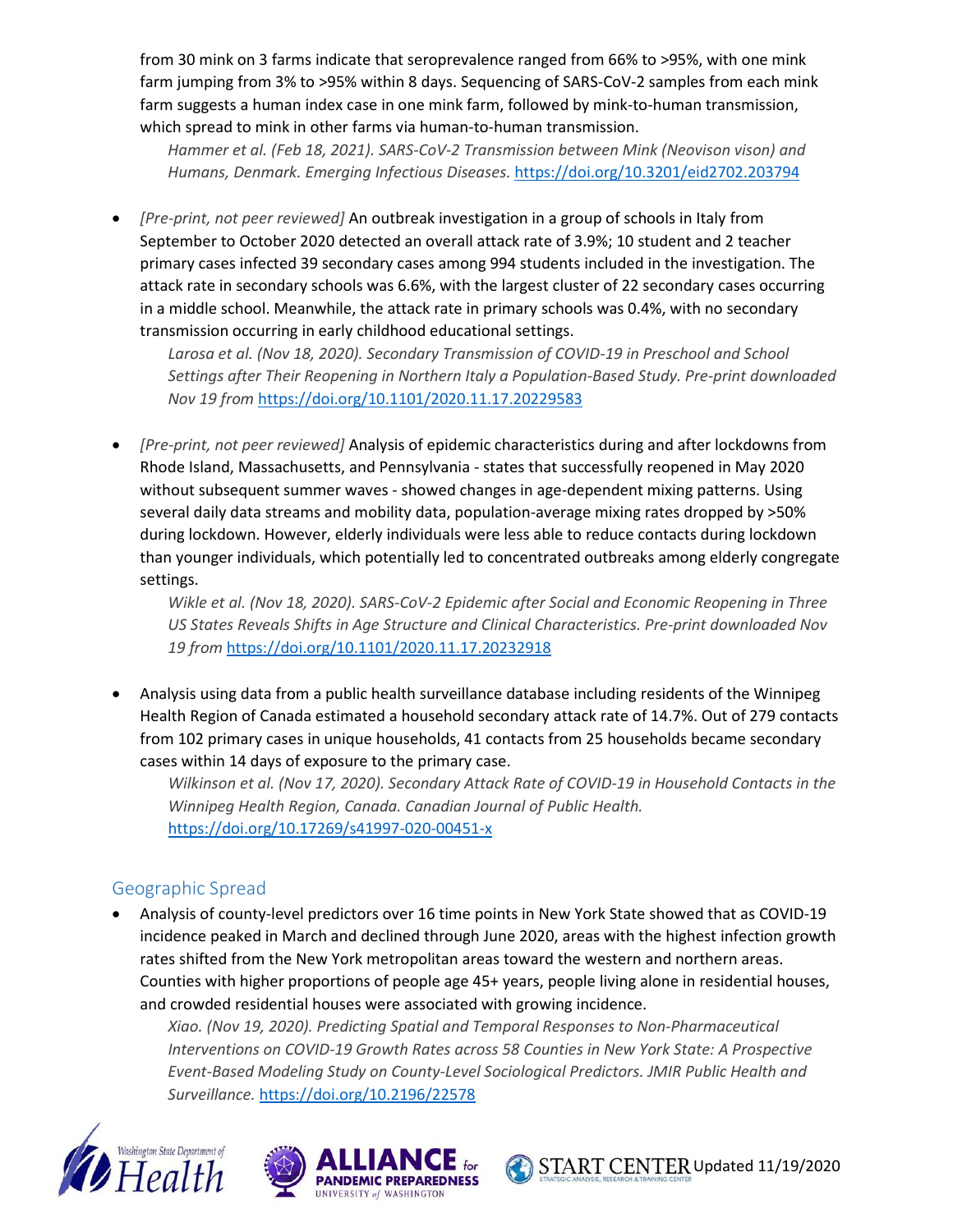from 30 mink on 3 farms indicate that seroprevalence ranged from 66% to >95%, with one mink farm jumping from 3% to >95% within 8 days. Sequencing of SARS-CoV-2 samples from each mink farm suggests a human index case in one mink farm, followed by mink-to-human transmission, which spread to mink in other farms via human-to-human transmission.

*Hammer et al. (Feb 18, 2021). SARS-CoV-2 Transmission between Mink (Neovison vison) and Humans, Denmark. Emerging Infectious Diseases.* https://doi.org/10.3201/eid2702.203794

- *[Pre-print, not peer reviewed]* An outbreak investigation in a group of schools in Italy from September to October 2020 detected an overall attack rate of 3.9%; 10 student and 2 teacher primary cases infected 39 secondary cases among 994 students included in the investigation. The attack rate in secondary schools was 6.6%, with the largest cluster of 22 secondary cases occurring in a middle school. Meanwhile, the attack rate in primary schools was 0.4%, with no secondary transmission occurring in early childhood educational settings.

  *Larosa et al. (Nov 18, 2020). Secondary Transmission of COVID-19 in Preschool and School Settings after Their Reopening in Northern Italy a Population-Based Study. Pre-print downloaded Nov 19 from* https://doi.org/10.1101/2020.11.17.20229583

- *[Pre-print, not peer reviewed]* Analysis of epidemic characteristics during and after lockdowns from Rhode Island, Massachusetts, and Pennsylvania - states that successfully reopened in May 2020 without subsequent summer waves - showed changes in age-dependent mixing patterns. Using several daily data streams and mobility data, population-average mixing rates dropped by >50% during lockdown. However, elderly individuals were less able to reduce contacts during lockdown than younger individuals, which potentially led to concentrated outbreaks among elderly congregate settings.

  *Wikle et al. (Nov 18, 2020). SARS-CoV-2 Epidemic after Social and Economic Reopening in Three US States Reveals Shifts in Age Structure and Clinical Characteristics. Pre-print downloaded Nov 19 from* https://doi.org/10.1101/2020.11.17.20232918

- Analysis using data from a public health surveillance database including residents of the Winnipeg Health Region of Canada estimated a household secondary attack rate of 14.7%. Out of 279 contacts from 102 primary cases in unique households, 41 contacts from 25 households became secondary cases within 14 days of exposure to the primary case.

  *Wilkinson et al. (Nov 17, 2020). Secondary Attack Rate of COVID-19 in Household Contacts in the Winnipeg Health Region, Canada. Canadian Journal of Public Health.* https://doi.org/10.17269/s41997-020-00451-x

## Geographic Spread

- Analysis of county-level predictors over 16 time points in New York State showed that as COVID-19 incidence peaked in March and declined through June 2020, areas with the highest infection growth rates shifted from the New York metropolitan areas toward the western and northern areas. Counties with higher proportions of people age 45+ years, people living alone in residential houses, and crowded residential houses were associated with growing incidence.

  *Xiao. (Nov 19, 2020). Predicting Spatial and Temporal Responses to Non-Pharmaceutical Interventions on COVID-19 Growth Rates across 58 Counties in New York State: A Prospective Event-Based Modeling Study on County-Level Sociological Predictors. JMIR Public Health and Surveillance.* https://doi.org/10.2196/22578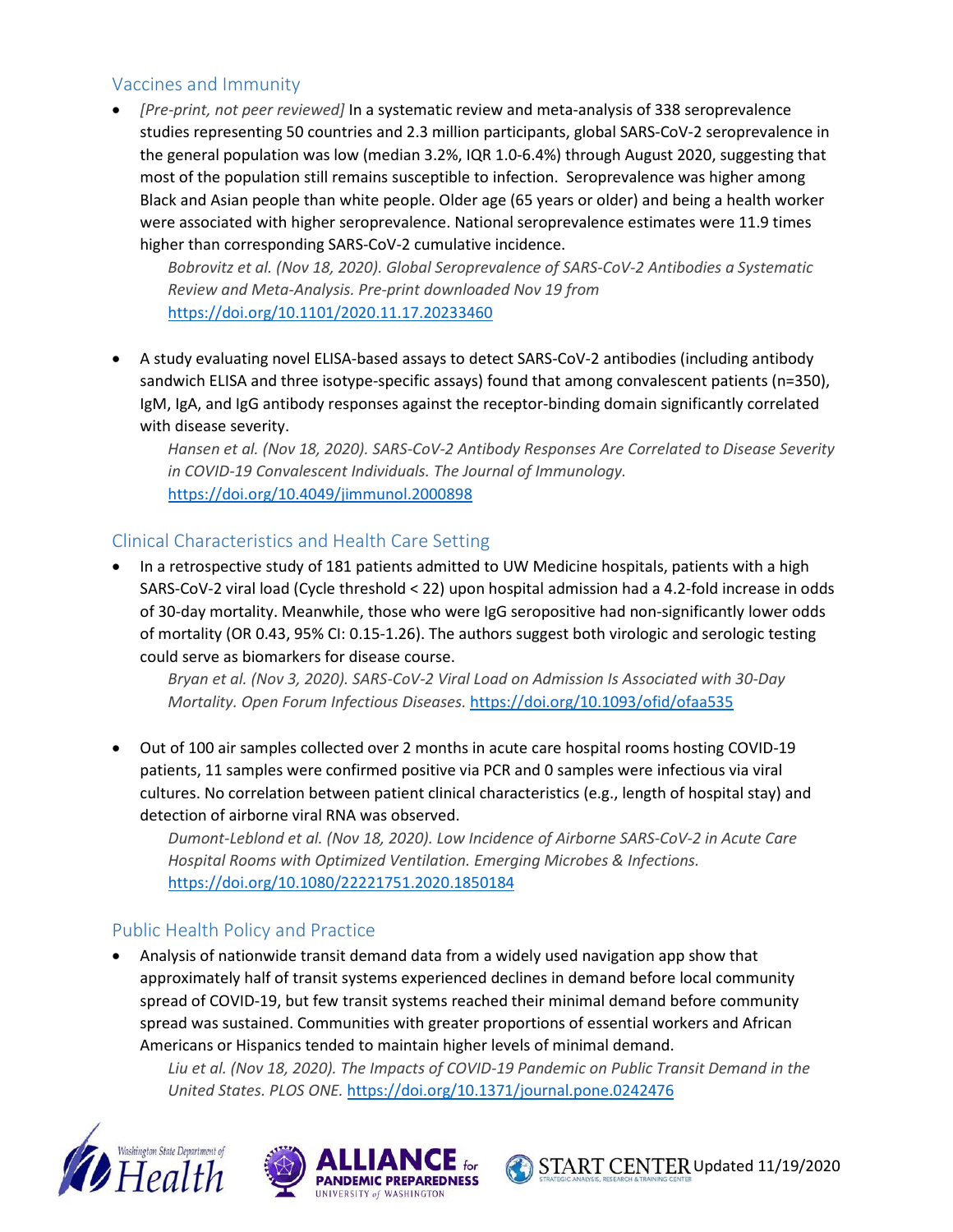## Vaccines and Immunity

- *[Pre-print, not peer reviewed]* In a systematic review and meta-analysis of 338 seroprevalence studies representing 50 countries and 2.3 million participants, global SARS-CoV-2 seroprevalence in the general population was low (median 3.2%, IQR 1.0-6.4%) through August 2020, suggesting that most of the population still remains susceptible to infection. Seroprevalence was higher among Black and Asian people than white people. Older age (65 years or older) and being a health worker were associated with higher seroprevalence. National seroprevalence estimates were 11.9 times higher than corresponding SARS-CoV-2 cumulative incidence.

  *Bobrovitz et al. (Nov 18, 2020). Global Seroprevalence of SARS-CoV-2 Antibodies a Systematic Review and Meta-Analysis. Pre-print downloaded Nov 19 from* https://doi.org/10.1101/2020.11.17.20233460

- A study evaluating novel ELISA-based assays to detect SARS-CoV-2 antibodies (including antibody sandwich ELISA and three isotype-specific assays) found that among convalescent patients (n=350), IgM, IgA, and IgG antibody responses against the receptor-binding domain significantly correlated with disease severity.

  *Hansen et al. (Nov 18, 2020). SARS-CoV-2 Antibody Responses Are Correlated to Disease Severity in COVID-19 Convalescent Individuals. The Journal of Immunology.* https://doi.org/10.4049/jimmunol.2000898

## Clinical Characteristics and Health Care Setting

- In a retrospective study of 181 patients admitted to UW Medicine hospitals, patients with a high SARS-CoV-2 viral load (Cycle threshold < 22) upon hospital admission had a 4.2-fold increase in odds of 30-day mortality. Meanwhile, those who were IgG seropositive had non-significantly lower odds of mortality (OR 0.43, 95% CI: 0.15-1.26). The authors suggest both virologic and serologic testing could serve as biomarkers for disease course.

  *Bryan et al. (Nov 3, 2020). SARS-CoV-2 Viral Load on Admission Is Associated with 30-Day Mortality. Open Forum Infectious Diseases.* https://doi.org/10.1093/ofid/ofaa535

- Out of 100 air samples collected over 2 months in acute care hospital rooms hosting COVID-19 patients, 11 samples were confirmed positive via PCR and 0 samples were infectious via viral cultures. No correlation between patient clinical characteristics (e.g., length of hospital stay) and detection of airborne viral RNA was observed.

  *Dumont-Leblond et al. (Nov 18, 2020). Low Incidence of Airborne SARS-CoV-2 in Acute Care Hospital Rooms with Optimized Ventilation. Emerging Microbes & Infections.* https://doi.org/10.1080/22221751.2020.1850184

## Public Health Policy and Practice

- Analysis of nationwide transit demand data from a widely used navigation app show that approximately half of transit systems experienced declines in demand before local community spread of COVID-19, but few transit systems reached their minimal demand before community spread was sustained. Communities with greater proportions of essential workers and African Americans or Hispanics tended to maintain higher levels of minimal demand.

  *Liu et al. (Nov 18, 2020). The Impacts of COVID-19 Pandemic on Public Transit Demand in the United States. PLOS ONE.* https://doi.org/10.1371/journal.pone.0242476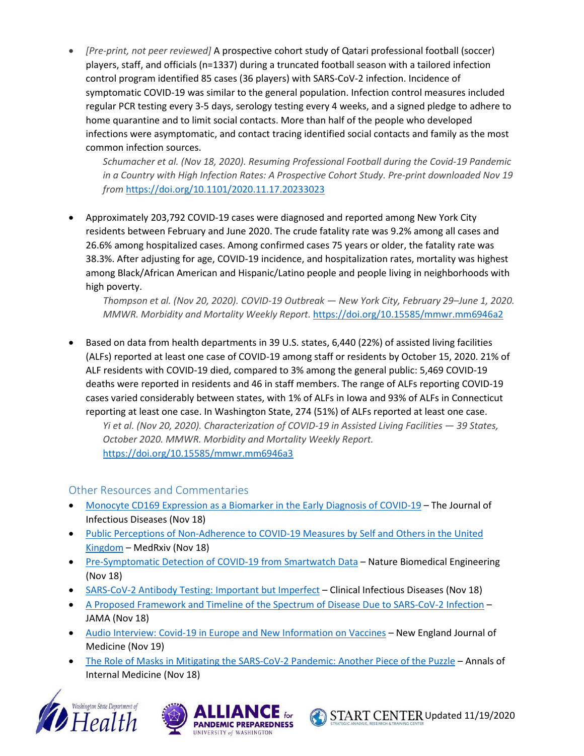- *[Pre-print, not peer reviewed]* A prospective cohort study of Qatari professional football (soccer) players, staff, and officials (n=1337) during a truncated football season with a tailored infection control program identified 85 cases (36 players) with SARS-CoV-2 infection. Incidence of symptomatic COVID-19 was similar to the general population. Infection control measures included regular PCR testing every 3-5 days, serology testing every 4 weeks, and a signed pledge to adhere to home quarantine and to limit social contacts. More than half of the people who developed infections were asymptomatic, and contact tracing identified social contacts and family as the most common infection sources.

  *Schumacher et al. (Nov 18, 2020). Resuming Professional Football during the Covid-19 Pandemic in a Country with High Infection Rates: A Prospective Cohort Study. Pre-print downloaded Nov 19 from* [https://doi.org/10.1101/2020.11.17.20233023](https://doi.org/10.1101/2020.11.17.20233023)

- Approximately 203,792 COVID-19 cases were diagnosed and reported among New York City residents between February and June 2020. The crude fatality rate was 9.2% among all cases and 26.6% among hospitalized cases. Among confirmed cases 75 years or older, the fatality rate was 38.3%. After adjusting for age, COVID-19 incidence, and hospitalization rates, mortality was highest among Black/African American and Hispanic/Latino people and people living in neighborhoods with high poverty.

  *Thompson et al. (Nov 20, 2020). COVID-19 Outbreak — New York City, February 29–June 1, 2020. MMWR. Morbidity and Mortality Weekly Report.* [https://doi.org/10.15585/mmwr.mm6946a2](https://doi.org/10.15585/mmwr.mm6946a2)

- Based on data from health departments in 39 U.S. states, 6,440 (22%) of assisted living facilities (ALFs) reported at least one case of COVID-19 among staff or residents by October 15, 2020. 21% of ALF residents with COVID-19 died, compared to 3% among the general public: 5,469 COVID-19 deaths were reported in residents and 46 in staff members. The range of ALFs reporting COVID-19 cases varied considerably between states, with 1% of ALFs in Iowa and 93% of ALFs in Connecticut reporting at least one case. In Washington State, 274 (51%) of ALFs reported at least one case.

  *Yi et al. (Nov 20, 2020). Characterization of COVID-19 in Assisted Living Facilities — 39 States, October 2020. MMWR. Morbidity and Mortality Weekly Report.* [https://doi.org/10.15585/mmwr.mm6946a3](https://doi.org/10.15585/mmwr.mm6946a3)

## Other Resources and Commentaries

- [Monocyte CD169 Expression as a Biomarker in the Early Diagnosis of COVID-19]() – The Journal of Infectious Diseases (Nov 18)
- [Public Perceptions of Non-Adherence to COVID-19 Measures by Self and Others in the United Kingdom]() – MedRxiv (Nov 18)
- [Pre-Symptomatic Detection of COVID-19 from Smartwatch Data]() – Nature Biomedical Engineering (Nov 18)
- [SARS-CoV-2 Antibody Testing: Important but Imperfect]() – Clinical Infectious Diseases (Nov 18)
- [A Proposed Framework and Timeline of the Spectrum of Disease Due to SARS-CoV-2 Infection]() – JAMA (Nov 18)
- [Audio Interview: Covid-19 in Europe and New Information on Vaccines]() – New England Journal of Medicine (Nov 19)
- [The Role of Masks in Mitigating the SARS-CoV-2 Pandemic: Another Piece of the Puzzle]() – Annals of Internal Medicine (Nov 18)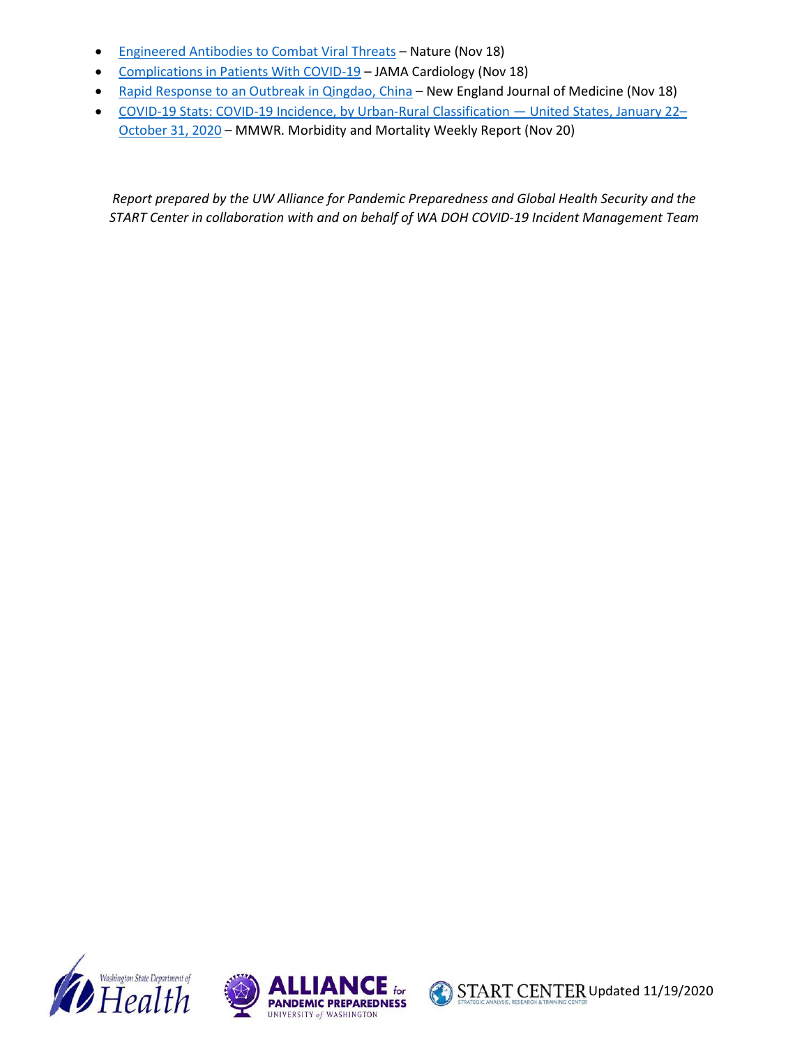- Engineered Antibodies to Combat Viral Threats – Nature (Nov 18)
- Complications in Patients With COVID-19 – JAMA Cardiology (Nov 18)
- Rapid Response to an Outbreak in Qingdao, China – New England Journal of Medicine (Nov 18)
- COVID-19 Stats: COVID-19 Incidence, by Urban-Rural Classification — United States, January 22–October 31, 2020 – MMWR. Morbidity and Mortality Weekly Report (Nov 20)

*Report prepared by the UW Alliance for Pandemic Preparedness and Global Health Security and the START Center in collaboration with and on behalf of WA DOH COVID-19 Incident Management Team*